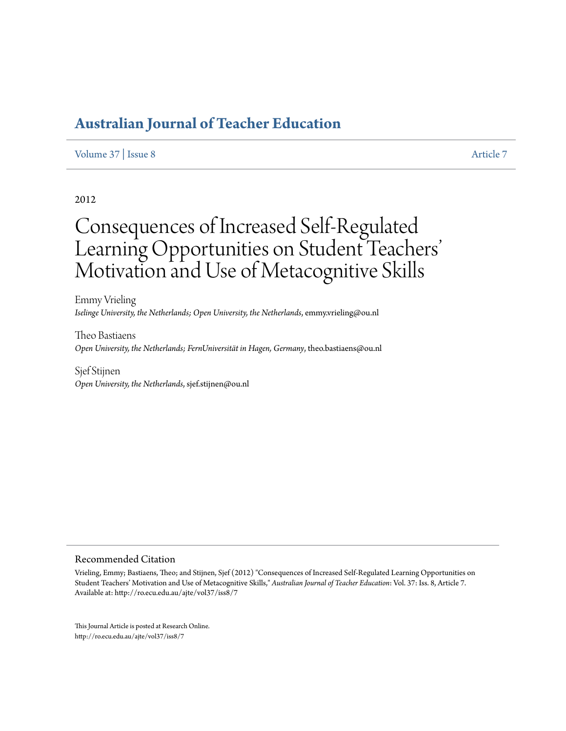# Australian Journal of Teacher Education

Volume 37 | Issue 8 Article 7

2012

# Consequences of Increased Self-Regulated Learning Opportunities on Student Teachers' Motivation and Use of Metacognitive Skills

Emmy Vrieling
*Iselinge University, the Netherlands; Open University, the Netherlands*, emmy.vrieling@ou.nl

Theo Bastiaens
*Open University, the Netherlands; FernUniversität in Hagen, Germany*, theo.bastiaens@ou.nl

Sjef Stijnen
*Open University, the Netherlands*, sjef.stijnen@ou.nl

## Recommended Citation

Vrieling, Emmy; Bastiaens, Theo; and Stijnen, Sjef (2012) "Consequences of Increased Self-Regulated Learning Opportunities on Student Teachers' Motivation and Use of Metacognitive Skills," *Australian Journal of Teacher Education*: Vol. 37: Iss. 8, Article 7.
Available at: http://ro.ecu.edu.au/ajte/vol37/iss8/7

This Journal Article is posted at Research Online.
http://ro.ecu.edu.au/ajte/vol37/iss8/7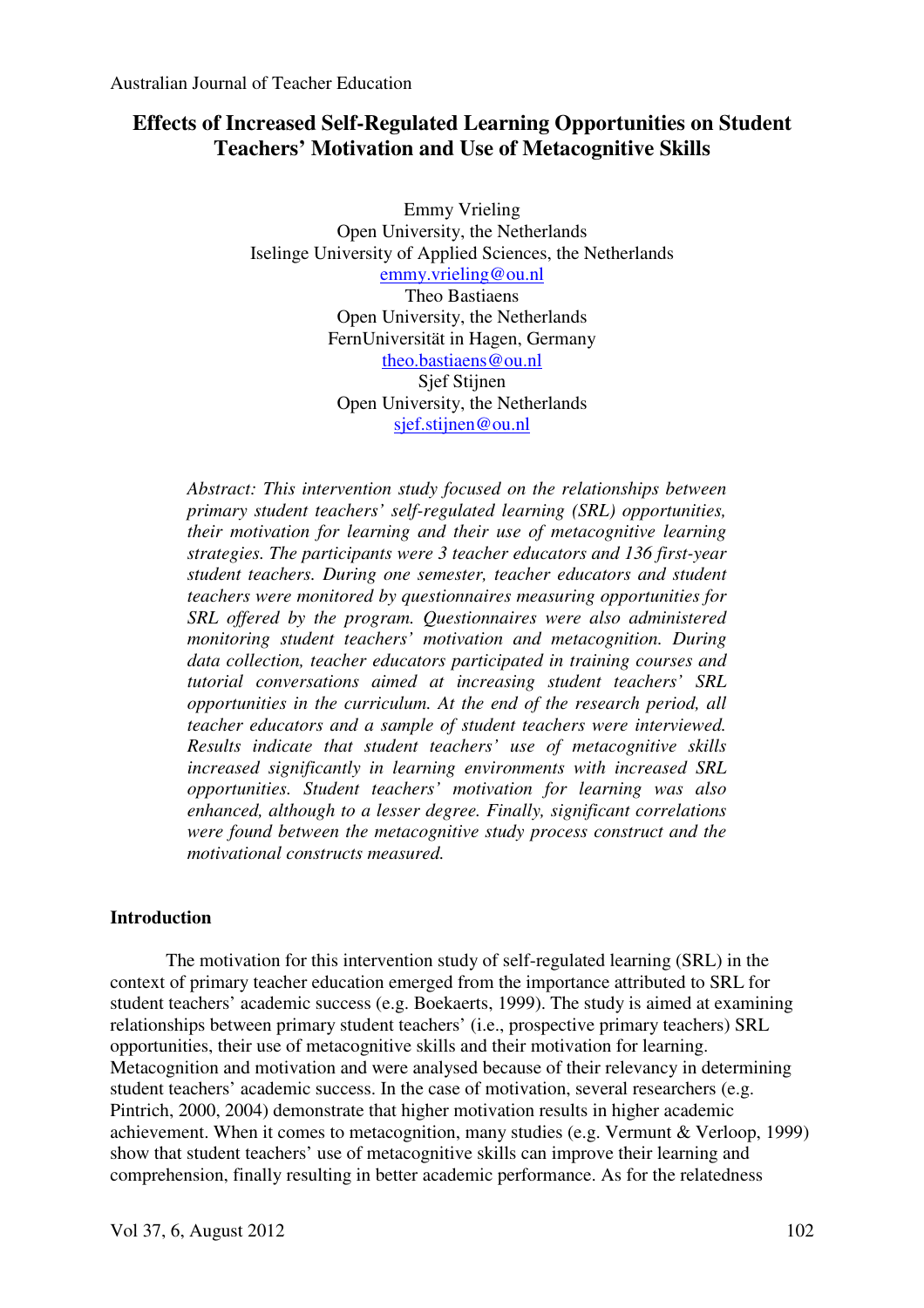# Effects of Increased Self-Regulated Learning Opportunities on Student Teachers' Motivation and Use of Metacognitive Skills

Emmy Vrieling
Open University, the Netherlands
Iselinge University of Applied Sciences, the Netherlands
emmy.vrieling@ou.nl
Theo Bastiaens
Open University, the Netherlands
FernUniversität in Hagen, Germany
theo.bastiaens@ou.nl
Sjef Stijnen
Open University, the Netherlands
sjef.stijnen@ou.nl

*Abstract: This intervention study focused on the relationships between primary student teachers' self-regulated learning (SRL) opportunities, their motivation for learning and their use of metacognitive learning strategies. The participants were 3 teacher educators and 136 first-year student teachers. During one semester, teacher educators and student teachers were monitored by questionnaires measuring opportunities for SRL offered by the program. Questionnaires were also administered monitoring student teachers' motivation and metacognition. During data collection, teacher educators participated in training courses and tutorial conversations aimed at increasing student teachers' SRL opportunities in the curriculum. At the end of the research period, all teacher educators and a sample of student teachers were interviewed. Results indicate that student teachers' use of metacognitive skills increased significantly in learning environments with increased SRL opportunities. Student teachers' motivation for learning was also enhanced, although to a lesser degree. Finally, significant correlations were found between the metacognitive study process construct and the motivational constructs measured.*

## Introduction

The motivation for this intervention study of self-regulated learning (SRL) in the context of primary teacher education emerged from the importance attributed to SRL for student teachers' academic success (e.g. Boekaerts, 1999). The study is aimed at examining relationships between primary student teachers' (i.e., prospective primary teachers) SRL opportunities, their use of metacognitive skills and their motivation for learning. Metacognition and motivation and were analysed because of their relevancy in determining student teachers' academic success. In the case of motivation, several researchers (e.g. Pintrich, 2000, 2004) demonstrate that higher motivation results in higher academic achievement. When it comes to metacognition, many studies (e.g. Vermunt & Verloop, 1999) show that student teachers' use of metacognitive skills can improve their learning and comprehension, finally resulting in better academic performance. As for the relatedness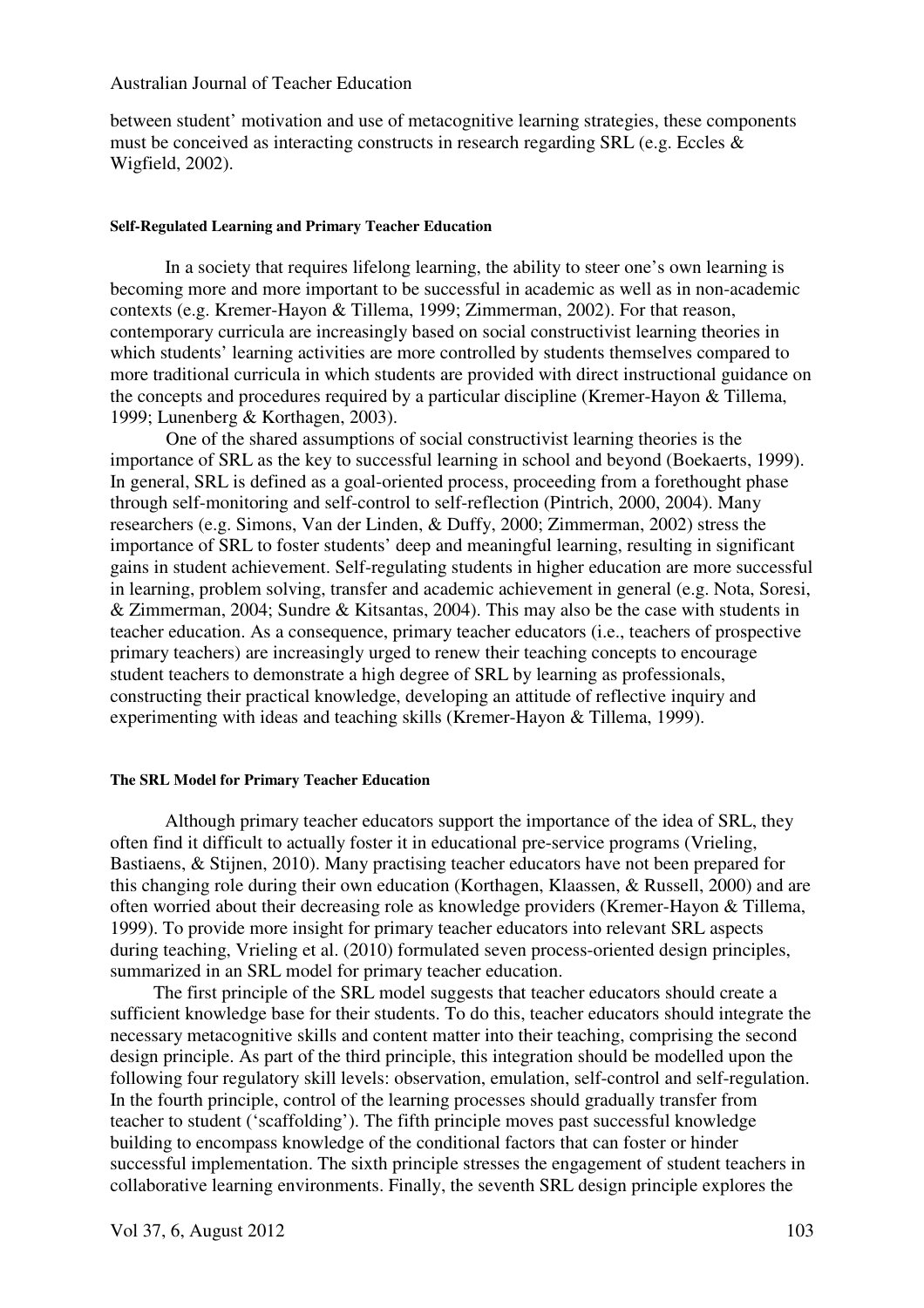between student' motivation and use of metacognitive learning strategies, these components must be conceived as interacting constructs in research regarding SRL (e.g. Eccles & Wigfield, 2002).

#### Self-Regulated Learning and Primary Teacher Education

In a society that requires lifelong learning, the ability to steer one's own learning is becoming more and more important to be successful in academic as well as in non-academic contexts (e.g. Kremer-Hayon & Tillema, 1999; Zimmerman, 2002). For that reason, contemporary curricula are increasingly based on social constructivist learning theories in which students' learning activities are more controlled by students themselves compared to more traditional curricula in which students are provided with direct instructional guidance on the concepts and procedures required by a particular discipline (Kremer-Hayon & Tillema, 1999; Lunenberg & Korthagen, 2003).

One of the shared assumptions of social constructivist learning theories is the importance of SRL as the key to successful learning in school and beyond (Boekaerts, 1999). In general, SRL is defined as a goal-oriented process, proceeding from a forethought phase through self-monitoring and self-control to self-reflection (Pintrich, 2000, 2004). Many researchers (e.g. Simons, Van der Linden, & Duffy, 2000; Zimmerman, 2002) stress the importance of SRL to foster students' deep and meaningful learning, resulting in significant gains in student achievement. Self-regulating students in higher education are more successful in learning, problem solving, transfer and academic achievement in general (e.g. Nota, Soresi, & Zimmerman, 2004; Sundre & Kitsantas, 2004). This may also be the case with students in teacher education. As a consequence, primary teacher educators (i.e., teachers of prospective primary teachers) are increasingly urged to renew their teaching concepts to encourage student teachers to demonstrate a high degree of SRL by learning as professionals, constructing their practical knowledge, developing an attitude of reflective inquiry and experimenting with ideas and teaching skills (Kremer-Hayon & Tillema, 1999).

#### The SRL Model for Primary Teacher Education

Although primary teacher educators support the importance of the idea of SRL, they often find it difficult to actually foster it in educational pre-service programs (Vrieling, Bastiaens, & Stijnen, 2010). Many practising teacher educators have not been prepared for this changing role during their own education (Korthagen, Klaassen, & Russell, 2000) and are often worried about their decreasing role as knowledge providers (Kremer-Hayon & Tillema, 1999). To provide more insight for primary teacher educators into relevant SRL aspects during teaching, Vrieling et al. (2010) formulated seven process-oriented design principles, summarized in an SRL model for primary teacher education.

The first principle of the SRL model suggests that teacher educators should create a sufficient knowledge base for their students. To do this, teacher educators should integrate the necessary metacognitive skills and content matter into their teaching, comprising the second design principle. As part of the third principle, this integration should be modelled upon the following four regulatory skill levels: observation, emulation, self-control and self-regulation. In the fourth principle, control of the learning processes should gradually transfer from teacher to student ('scaffolding'). The fifth principle moves past successful knowledge building to encompass knowledge of the conditional factors that can foster or hinder successful implementation. The sixth principle stresses the engagement of student teachers in collaborative learning environments. Finally, the seventh SRL design principle explores the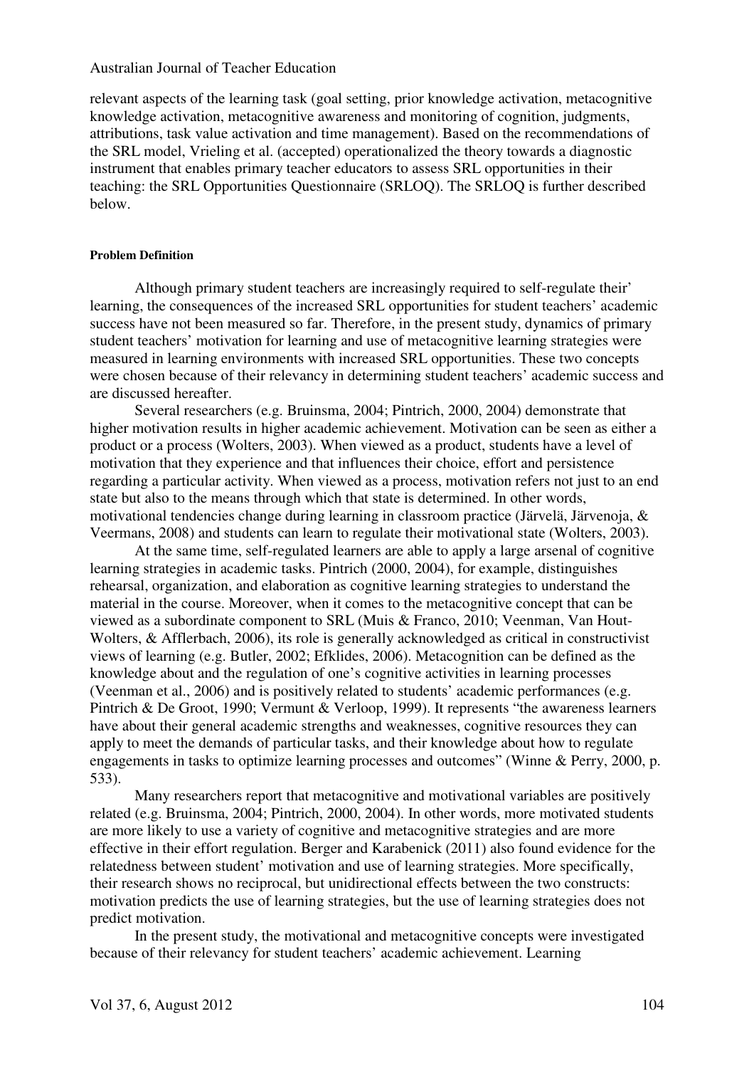relevant aspects of the learning task (goal setting, prior knowledge activation, metacognitive knowledge activation, metacognitive awareness and monitoring of cognition, judgments, attributions, task value activation and time management). Based on the recommendations of the SRL model, Vrieling et al. (accepted) operationalized the theory towards a diagnostic instrument that enables primary teacher educators to assess SRL opportunities in their teaching: the SRL Opportunities Questionnaire (SRLOQ). The SRLOQ is further described below.

#### Problem Definition

Although primary student teachers are increasingly required to self-regulate their' learning, the consequences of the increased SRL opportunities for student teachers' academic success have not been measured so far. Therefore, in the present study, dynamics of primary student teachers' motivation for learning and use of metacognitive learning strategies were measured in learning environments with increased SRL opportunities. These two concepts were chosen because of their relevancy in determining student teachers' academic success and are discussed hereafter.

Several researchers (e.g. Bruinsma, 2004; Pintrich, 2000, 2004) demonstrate that higher motivation results in higher academic achievement. Motivation can be seen as either a product or a process (Wolters, 2003). When viewed as a product, students have a level of motivation that they experience and that influences their choice, effort and persistence regarding a particular activity. When viewed as a process, motivation refers not just to an end state but also to the means through which that state is determined. In other words, motivational tendencies change during learning in classroom practice (Järvelä, Järvenoja, & Veermans, 2008) and students can learn to regulate their motivational state (Wolters, 2003).

At the same time, self-regulated learners are able to apply a large arsenal of cognitive learning strategies in academic tasks. Pintrich (2000, 2004), for example, distinguishes rehearsal, organization, and elaboration as cognitive learning strategies to understand the material in the course. Moreover, when it comes to the metacognitive concept that can be viewed as a subordinate component to SRL (Muis & Franco, 2010; Veenman, Van Hout-Wolters, & Afflerbach, 2006), its role is generally acknowledged as critical in constructivist views of learning (e.g. Butler, 2002; Efklides, 2006). Metacognition can be defined as the knowledge about and the regulation of one's cognitive activities in learning processes (Veenman et al., 2006) and is positively related to students' academic performances (e.g. Pintrich & De Groot, 1990; Vermunt & Verloop, 1999). It represents "the awareness learners have about their general academic strengths and weaknesses, cognitive resources they can apply to meet the demands of particular tasks, and their knowledge about how to regulate engagements in tasks to optimize learning processes and outcomes" (Winne & Perry, 2000, p. 533).

Many researchers report that metacognitive and motivational variables are positively related (e.g. Bruinsma, 2004; Pintrich, 2000, 2004). In other words, more motivated students are more likely to use a variety of cognitive and metacognitive strategies and are more effective in their effort regulation. Berger and Karabenick (2011) also found evidence for the relatedness between student' motivation and use of learning strategies. More specifically, their research shows no reciprocal, but unidirectional effects between the two constructs: motivation predicts the use of learning strategies, but the use of learning strategies does not predict motivation.

In the present study, the motivational and metacognitive concepts were investigated because of their relevancy for student teachers' academic achievement. Learning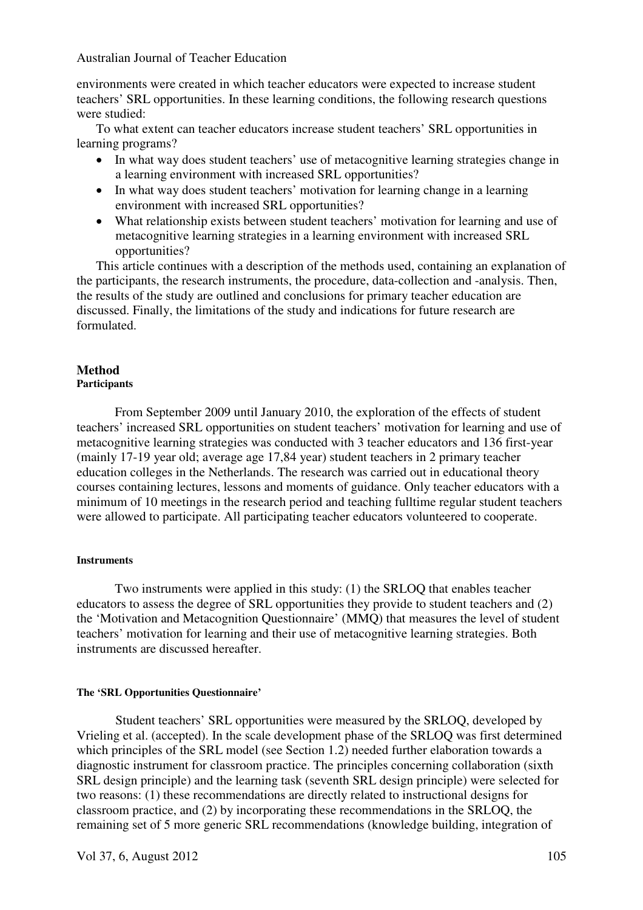environments were created in which teacher educators were expected to increase student teachers' SRL opportunities. In these learning conditions, the following research questions were studied:

To what extent can teacher educators increase student teachers' SRL opportunities in learning programs?

- In what way does student teachers' use of metacognitive learning strategies change in a learning environment with increased SRL opportunities?
- In what way does student teachers' motivation for learning change in a learning environment with increased SRL opportunities?
- What relationship exists between student teachers' motivation for learning and use of metacognitive learning strategies in a learning environment with increased SRL opportunities?

This article continues with a description of the methods used, containing an explanation of the participants, the research instruments, the procedure, data-collection and -analysis. Then, the results of the study are outlined and conclusions for primary teacher education are discussed. Finally, the limitations of the study and indications for future research are formulated.

## Method

### Participants

From September 2009 until January 2010, the exploration of the effects of student teachers' increased SRL opportunities on student teachers' motivation for learning and use of metacognitive learning strategies was conducted with 3 teacher educators and 136 first-year (mainly 17-19 year old; average age 17,84 year) student teachers in 2 primary teacher education colleges in the Netherlands. The research was carried out in educational theory courses containing lectures, lessons and moments of guidance. Only teacher educators with a minimum of 10 meetings in the research period and teaching fulltime regular student teachers were allowed to participate. All participating teacher educators volunteered to cooperate.

### Instruments

Two instruments were applied in this study: (1) the SRLOQ that enables teacher educators to assess the degree of SRL opportunities they provide to student teachers and (2) the 'Motivation and Metacognition Questionnaire' (MMQ) that measures the level of student teachers' motivation for learning and their use of metacognitive learning strategies. Both instruments are discussed hereafter.

#### The 'SRL Opportunities Questionnaire'

Student teachers' SRL opportunities were measured by the SRLOQ, developed by Vrieling et al. (accepted). In the scale development phase of the SRLOQ was first determined which principles of the SRL model (see Section 1.2) needed further elaboration towards a diagnostic instrument for classroom practice. The principles concerning collaboration (sixth SRL design principle) and the learning task (seventh SRL design principle) were selected for two reasons: (1) these recommendations are directly related to instructional designs for classroom practice, and (2) by incorporating these recommendations in the SRLOQ, the remaining set of 5 more generic SRL recommendations (knowledge building, integration of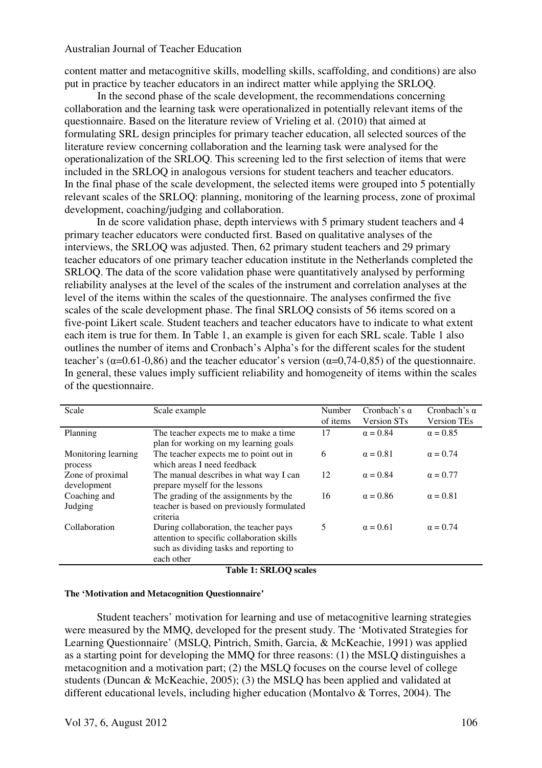content matter and metacognitive skills, modelling skills, scaffolding, and conditions) are also put in practice by teacher educators in an indirect matter while applying the SRLOQ.

In the second phase of the scale development, the recommendations concerning collaboration and the learning task were operationalized in potentially relevant items of the questionnaire. Based on the literature review of Vrieling et al. (2010) that aimed at formulating SRL design principles for primary teacher education, all selected sources of the literature review concerning collaboration and the learning task were analysed for the operationalization of the SRLOQ. This screening led to the first selection of items that were included in the SRLOQ in analogous versions for student teachers and teacher educators. In the final phase of the scale development, the selected items were grouped into 5 potentially relevant scales of the SRLOQ: planning, monitoring of the learning process, zone of proximal development, coaching/judging and collaboration.

In de score validation phase, depth interviews with 5 primary student teachers and 4 primary teacher educators were conducted first. Based on qualitative analyses of the interviews, the SRLOQ was adjusted. Then, 62 primary student teachers and 29 primary teacher educators of one primary teacher education institute in the Netherlands completed the SRLOQ. The data of the score validation phase were quantitatively analysed by performing reliability analyses at the level of the scales of the instrument and correlation analyses at the level of the items within the scales of the questionnaire. The analyses confirmed the five scales of the scale development phase. The final SRLOQ consists of 56 items scored on a five-point Likert scale. Student teachers and teacher educators have to indicate to what extent each item is true for them. In Table 1, an example is given for each SRL scale. Table 1 also outlines the number of items and Cronbach's Alpha's for the different scales for the student teacher's ($\alpha$=0.61-0,86) and the teacher educator's version ($\alpha$=0,74-0,85) of the questionnaire. In general, these values imply sufficient reliability and homogeneity of items within the scales of the questionnaire.

| Scale | Scale example | Number of items | Cronbach's $\alpha$ Version STs | Cronbach's $\alpha$ Version TEs |
|---|---|---|---|---|
| Planning | The teacher expects me to make a time plan for working on my learning goals | 17 | $\alpha = 0.84$ | $\alpha = 0.85$ |
| Monitoring learning process | The teacher expects me to point out in which areas I need feedback | 6 | $\alpha = 0.81$ | $\alpha = 0.74$ |
| Zone of proximal development | The manual describes in what way I can prepare myself for the lessons | 12 | $\alpha = 0.84$ | $\alpha = 0.77$ |
| Coaching and Judging | The grading of the assignments by the teacher is based on previously formulated criteria | 16 | $\alpha = 0.86$ | $\alpha = 0.81$ |
| Collaboration | During collaboration, the teacher pays attention to specific collaboration skills such as dividing tasks and reporting to each other | 5 | $\alpha = 0.61$ | $\alpha = 0.74$ |

**Table 1: SRLOQ scales**

#### The 'Motivation and Metacognition Questionnaire'

Student teachers' motivation for learning and use of metacognitive learning strategies were measured by the MMQ, developed for the present study. The 'Motivated Strategies for Learning Questionnaire' (MSLQ, Pintrich, Smith, Garcia, & McKeachie, 1991) was applied as a starting point for developing the MMQ for three reasons: (1) the MSLQ distinguishes a metacognition and a motivation part; (2) the MSLQ focuses on the course level of college students (Duncan & McKeachie, 2005); (3) the MSLQ has been applied and validated at different educational levels, including higher education (Montalvo & Torres, 2004). The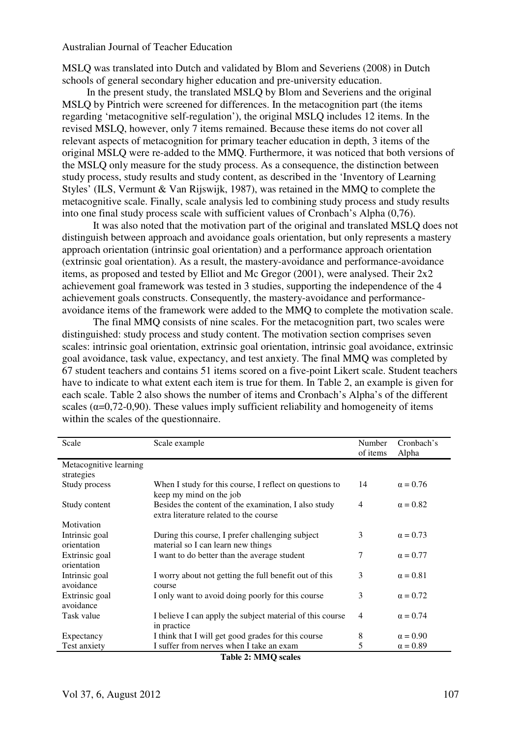MSLQ was translated into Dutch and validated by Blom and Severiens (2008) in Dutch schools of general secondary higher education and pre-university education.

In the present study, the translated MSLQ by Blom and Severiens and the original MSLQ by Pintrich were screened for differences. In the metacognition part (the items regarding 'metacognitive self-regulation'), the original MSLQ includes 12 items. In the revised MSLQ, however, only 7 items remained. Because these items do not cover all relevant aspects of metacognition for primary teacher education in depth, 3 items of the original MSLQ were re-added to the MMQ. Furthermore, it was noticed that both versions of the MSLQ only measure for the study process. As a consequence, the distinction between study process, study results and study content, as described in the 'Inventory of Learning Styles' (ILS, Vermunt & Van Rijswijk, 1987), was retained in the MMQ to complete the metacognitive scale. Finally, scale analysis led to combining study process and study results into one final study process scale with sufficient values of Cronbach's Alpha (0,76).

It was also noted that the motivation part of the original and translated MSLQ does not distinguish between approach and avoidance goals orientation, but only represents a mastery approach orientation (intrinsic goal orientation) and a performance approach orientation (extrinsic goal orientation). As a result, the mastery-avoidance and performance-avoidance items, as proposed and tested by Elliot and Mc Gregor (2001), were analysed. Their 2x2 achievement goal framework was tested in 3 studies, supporting the independence of the 4 achievement goals constructs. Consequently, the mastery-avoidance and performance-avoidance items of the framework were added to the MMQ to complete the motivation scale.

The final MMQ consists of nine scales. For the metacognition part, two scales were distinguished: study process and study content. The motivation section comprises seven scales: intrinsic goal orientation, extrinsic goal orientation, intrinsic goal avoidance, extrinsic goal avoidance, task value, expectancy, and test anxiety. The final MMQ was completed by 67 student teachers and contains 51 items scored on a five-point Likert scale. Student teachers have to indicate to what extent each item is true for them. In Table 2, an example is given for each scale. Table 2 also shows the number of items and Cronbach's Alpha's of the different scales ($\alpha$=0,72-0,90). These values imply sufficient reliability and homogeneity of items within the scales of the questionnaire.

| Scale | Scale example | Number of items | Cronbach's Alpha |
|---|---|---|---|
| Metacognitive learning strategies | | | |
| Study process | When I study for this course, I reflect on questions to keep my mind on the job | 14 | $\alpha = 0.76$ |
| Study content | Besides the content of the examination, I also study extra literature related to the course | 4 | $\alpha = 0.82$ |
| Motivation | | | |
| Intrinsic goal orientation | During this course, I prefer challenging subject material so I can learn new things | 3 | $\alpha = 0.73$ |
| Extrinsic goal orientation | I want to do better than the average student | 7 | $\alpha = 0.77$ |
| Intrinsic goal avoidance | I worry about not getting the full benefit out of this course | 3 | $\alpha = 0.81$ |
| Extrinsic goal avoidance | I only want to avoid doing poorly for this course | 3 | $\alpha = 0.72$ |
| Task value | I believe I can apply the subject material of this course in practice | 4 | $\alpha = 0.74$ |
| Expectancy | I think that I will get good grades for this course | 8 | $\alpha = 0.90$ |
| Test anxiety | I suffer from nerves when I take an exam | 5 | $\alpha = 0.89$ |

**Table 2: MMQ scales**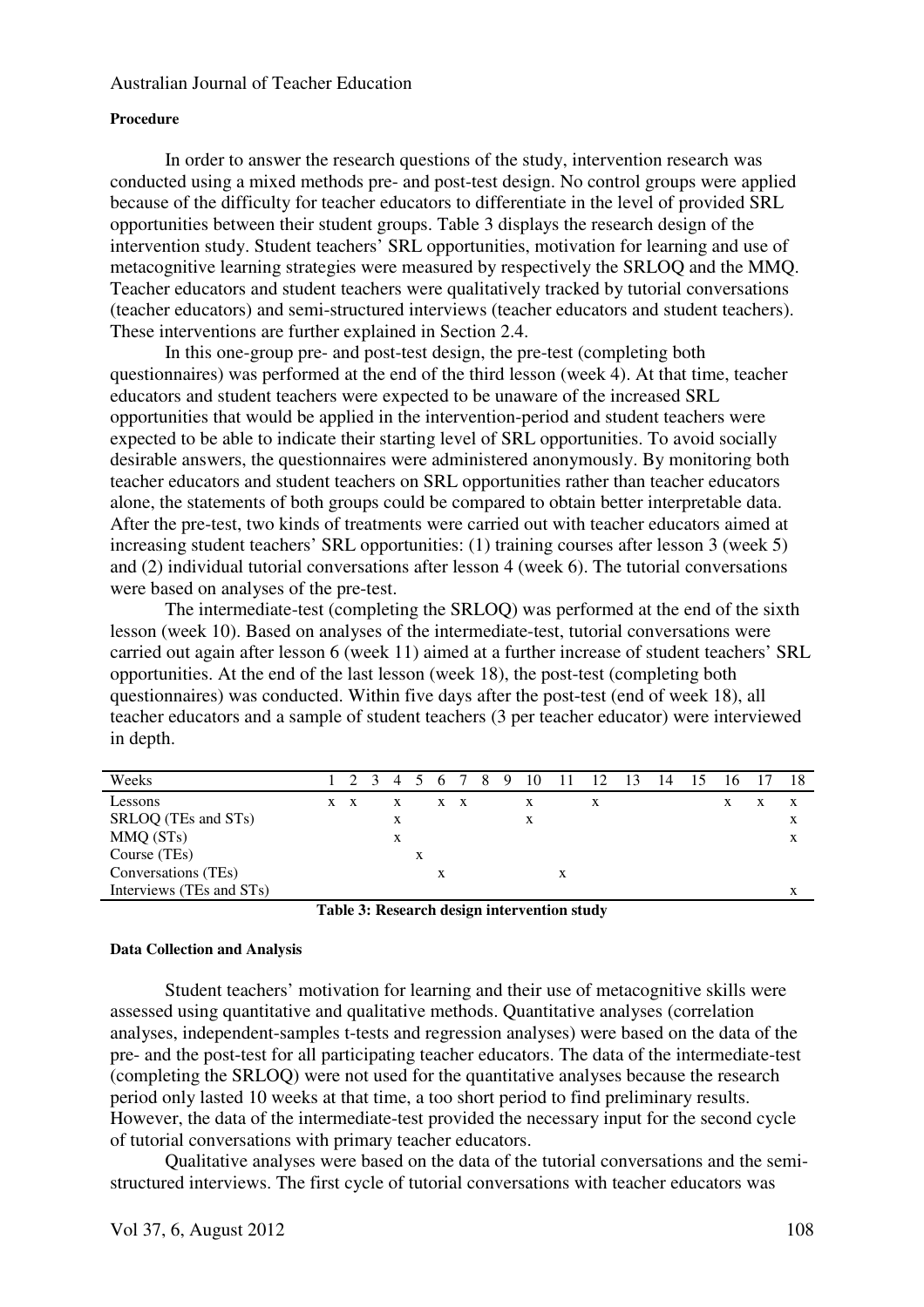#### Procedure

In order to answer the research questions of the study, intervention research was conducted using a mixed methods pre- and post-test design. No control groups were applied because of the difficulty for teacher educators to differentiate in the level of provided SRL opportunities between their student groups. Table 3 displays the research design of the intervention study. Student teachers' SRL opportunities, motivation for learning and use of metacognitive learning strategies were measured by respectively the SRLOQ and the MMQ. Teacher educators and student teachers were qualitatively tracked by tutorial conversations (teacher educators) and semi-structured interviews (teacher educators and student teachers). These interventions are further explained in Section 2.4.

In this one-group pre- and post-test design, the pre-test (completing both questionnaires) was performed at the end of the third lesson (week 4). At that time, teacher educators and student teachers were expected to be unaware of the increased SRL opportunities that would be applied in the intervention-period and student teachers were expected to be able to indicate their starting level of SRL opportunities. To avoid socially desirable answers, the questionnaires were administered anonymously. By monitoring both teacher educators and student teachers on SRL opportunities rather than teacher educators alone, the statements of both groups could be compared to obtain better interpretable data. After the pre-test, two kinds of treatments were carried out with teacher educators aimed at increasing student teachers' SRL opportunities: (1) training courses after lesson 3 (week 5) and (2) individual tutorial conversations after lesson 4 (week 6). The tutorial conversations were based on analyses of the pre-test.

The intermediate-test (completing the SRLOQ) was performed at the end of the sixth lesson (week 10). Based on analyses of the intermediate-test, tutorial conversations were carried out again after lesson 6 (week 11) aimed at a further increase of student teachers' SRL opportunities. At the end of the last lesson (week 18), the post-test (completing both questionnaires) was conducted. Within five days after the post-test (end of week 18), all teacher educators and a sample of student teachers (3 per teacher educator) were interviewed in depth.

| Weeks | 1 | 2 | 3 | 4 | 5 | 6 | 7 | 8 | 9 | 10 | 11 | 12 | 13 | 14 | 15 | 16 | 17 | 18 |
|---|---|---|---|---|---|---|---|---|---|---|---|---|---|---|---|---|---|---|
| Lessons | x | x | | x | | x | x | | | x | | x | | | | x | x | x |
| SRLOQ (TEs and STs) | | | | x | | | | | | x | | | | | | | | x |
| MMQ (STs) | | | | x | | | | | | | | | | | | | | x |
| Course (TEs) | | | | | x | | | | | | | | | | | | | |
| Conversations (TEs) | | | | | | x | | | | | x | | | | | | | |
| Interviews (TEs and STs) | | | | | | | | | | | | | | | | | | x |

**Table 3: Research design intervention study**

#### Data Collection and Analysis

Student teachers' motivation for learning and their use of metacognitive skills were assessed using quantitative and qualitative methods. Quantitative analyses (correlation analyses, independent-samples t-tests and regression analyses) were based on the data of the pre- and the post-test for all participating teacher educators. The data of the intermediate-test (completing the SRLOQ) were not used for the quantitative analyses because the research period only lasted 10 weeks at that time, a too short period to find preliminary results. However, the data of the intermediate-test provided the necessary input for the second cycle of tutorial conversations with primary teacher educators.

Qualitative analyses were based on the data of the tutorial conversations and the semi-structured interviews. The first cycle of tutorial conversations with teacher educators was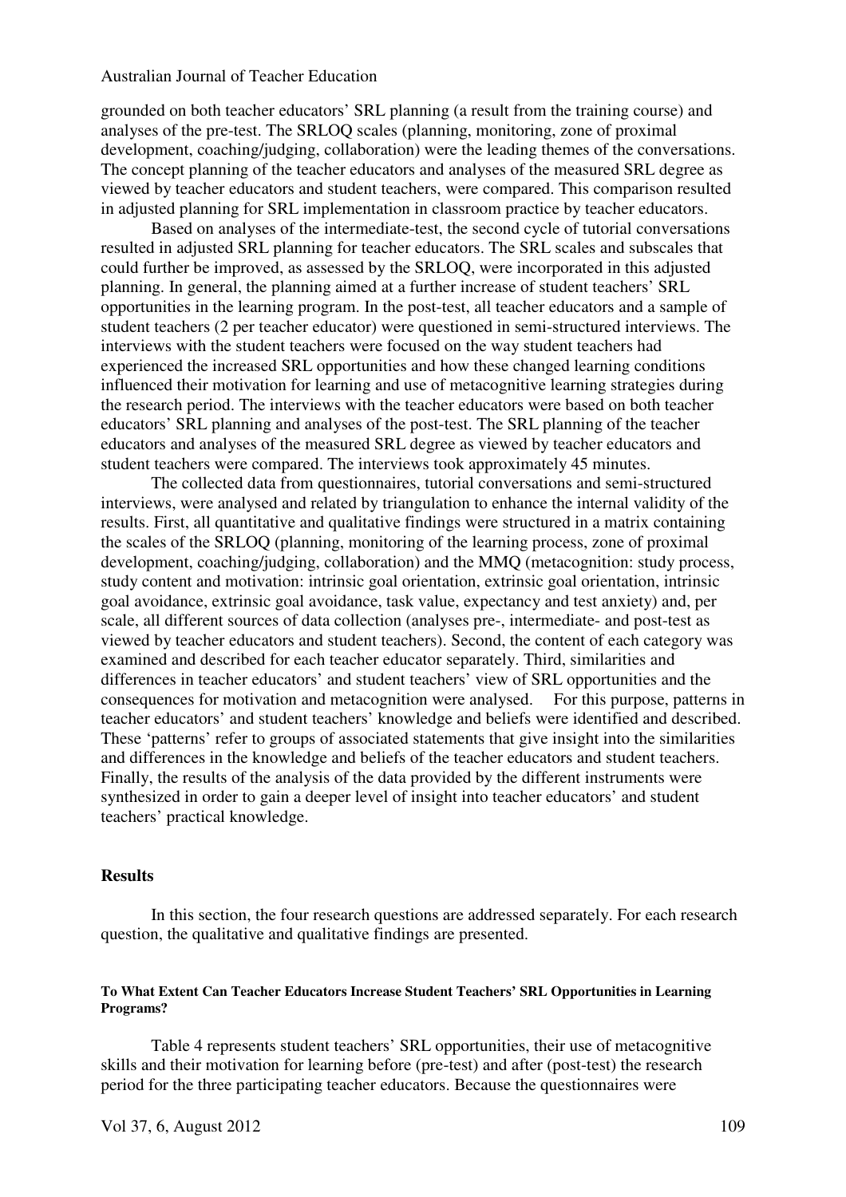grounded on both teacher educators' SRL planning (a result from the training course) and analyses of the pre-test. The SRLOQ scales (planning, monitoring, zone of proximal development, coaching/judging, collaboration) were the leading themes of the conversations. The concept planning of the teacher educators and analyses of the measured SRL degree as viewed by teacher educators and student teachers, were compared. This comparison resulted in adjusted planning for SRL implementation in classroom practice by teacher educators.

Based on analyses of the intermediate-test, the second cycle of tutorial conversations resulted in adjusted SRL planning for teacher educators. The SRL scales and subscales that could further be improved, as assessed by the SRLOQ, were incorporated in this adjusted planning. In general, the planning aimed at a further increase of student teachers' SRL opportunities in the learning program. In the post-test, all teacher educators and a sample of student teachers (2 per teacher educator) were questioned in semi-structured interviews. The interviews with the student teachers were focused on the way student teachers had experienced the increased SRL opportunities and how these changed learning conditions influenced their motivation for learning and use of metacognitive learning strategies during the research period. The interviews with the teacher educators were based on both teacher educators' SRL planning and analyses of the post-test. The SRL planning of the teacher educators and analyses of the measured SRL degree as viewed by teacher educators and student teachers were compared. The interviews took approximately 45 minutes.

The collected data from questionnaires, tutorial conversations and semi-structured interviews, were analysed and related by triangulation to enhance the internal validity of the results. First, all quantitative and qualitative findings were structured in a matrix containing the scales of the SRLOQ (planning, monitoring of the learning process, zone of proximal development, coaching/judging, collaboration) and the MMQ (metacognition: study process, study content and motivation: intrinsic goal orientation, extrinsic goal orientation, intrinsic goal avoidance, extrinsic goal avoidance, task value, expectancy and test anxiety) and, per scale, all different sources of data collection (analyses pre-, intermediate- and post-test as viewed by teacher educators and student teachers). Second, the content of each category was examined and described for each teacher educator separately. Third, similarities and differences in teacher educators' and student teachers' view of SRL opportunities and the consequences for motivation and metacognition were analysed. For this purpose, patterns in teacher educators' and student teachers' knowledge and beliefs were identified and described. These 'patterns' refer to groups of associated statements that give insight into the similarities and differences in the knowledge and beliefs of the teacher educators and student teachers. Finally, the results of the analysis of the data provided by the different instruments were synthesized in order to gain a deeper level of insight into teacher educators' and student teachers' practical knowledge.

## Results

In this section, the four research questions are addressed separately. For each research question, the qualitative and qualitative findings are presented.

#### To What Extent Can Teacher Educators Increase Student Teachers' SRL Opportunities in Learning Programs?

Table 4 represents student teachers' SRL opportunities, their use of metacognitive skills and their motivation for learning before (pre-test) and after (post-test) the research period for the three participating teacher educators. Because the questionnaires were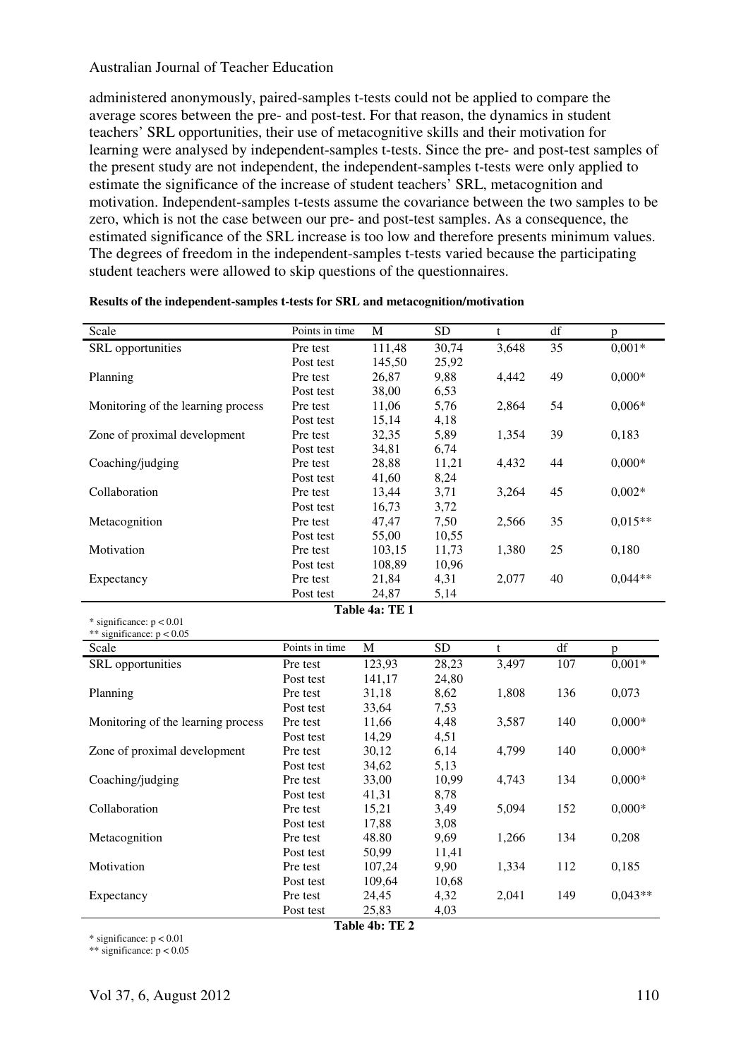administered anonymously, paired-samples t-tests could not be applied to compare the average scores between the pre- and post-test. For that reason, the dynamics in student teachers' SRL opportunities, their use of metacognitive skills and their motivation for learning were analysed by independent-samples t-tests. Since the pre- and post-test samples of the present study are not independent, the independent-samples t-tests were only applied to estimate the significance of the increase of student teachers' SRL, metacognition and motivation. Independent-samples t-tests assume the covariance between the two samples to be zero, which is not the case between our pre- and post-test samples. As a consequence, the estimated significance of the SRL increase is too low and therefore presents minimum values. The degrees of freedom in the independent-samples t-tests varied because the participating student teachers were allowed to skip questions of the questionnaires.

**Results of the independent-samples t-tests for SRL and metacognition/motivation**

| Scale | Points in time | M | SD | t | df | p |
|---|---|---|---|---|---|---|
| SRL opportunities | Pre test | 111,48 | 30,74 | 3,648 | 35 | 0,001* |
| | Post test | 145,50 | 25,92 | | | |
| Planning | Pre test | 26,87 | 9,88 | 4,442 | 49 | 0,000* |
| | Post test | 38,00 | 6,53 | | | |
| Monitoring of the learning process | Pre test | 11,06 | 5,76 | 2,864 | 54 | 0,006* |
| | Post test | 15,14 | 4,18 | | | |
| Zone of proximal development | Pre test | 32,35 | 5,89 | 1,354 | 39 | 0,183 |
| | Post test | 34,81 | 6,74 | | | |
| Coaching/judging | Pre test | 28,88 | 11,21 | 4,432 | 44 | 0,000* |
| | Post test | 41,60 | 8,24 | | | |
| Collaboration | Pre test | 13,44 | 3,71 | 3,264 | 45 | 0,002* |
| | Post test | 16,73 | 3,72 | | | |
| Metacognition | Pre test | 47,47 | 7,50 | 2,566 | 35 | 0,015** |
| | Post test | 55,00 | 10,55 | | | |
| Motivation | Pre test | 103,15 | 11,73 | 1,380 | 25 | 0,180 |
| | Post test | 108,89 | 10,96 | | | |
| Expectancy | Pre test | 21,84 | 4,31 | 2,077 | 40 | 0,044** |
| | Post test | 24,87 | 5,14 | | | |

**Table 4a: TE 1**

* significance: $p < 0.01$
** significance: $p < 0.05$

| Scale | Points in time | M | SD | t | df | p |
|---|---|---|---|---|---|---|
| SRL opportunities | Pre test | 123,93 | 28,23 | 3,497 | 107 | 0,001* |
| | Post test | 141,17 | 24,80 | | | |
| Planning | Pre test | 31,18 | 8,62 | 1,808 | 136 | 0,073 |
| | Post test | 33,64 | 7,53 | | | |
| Monitoring of the learning process | Pre test | 11,66 | 4,48 | 3,587 | 140 | 0,000* |
| | Post test | 14,29 | 4,51 | | | |
| Zone of proximal development | Pre test | 30,12 | 6,14 | 4,799 | 140 | 0,000* |
| | Post test | 34,62 | 5,13 | | | |
| Coaching/judging | Pre test | 33,00 | 10,99 | 4,743 | 134 | 0,000* |
| | Post test | 41,31 | 8,78 | | | |
| Collaboration | Pre test | 15,21 | 3,49 | 5,094 | 152 | 0,000* |
| | Post test | 17,88 | 3,08 | | | |
| Metacognition | Pre test | 48.80 | 9,69 | 1,266 | 134 | 0,208 |
| | Post test | 50,99 | 11,41 | | | |
| Motivation | Pre test | 107,24 | 9,90 | 1,334 | 112 | 0,185 |
| | Post test | 109,64 | 10,68 | | | |
| Expectancy | Pre test | 24,45 | 4,32 | 2,041 | 149 | 0,043** |
| | Post test | 25,83 | 4,03 | | | |

**Table 4b: TE 2**

* significance: $p < 0.01$
** significance: $p < 0.05$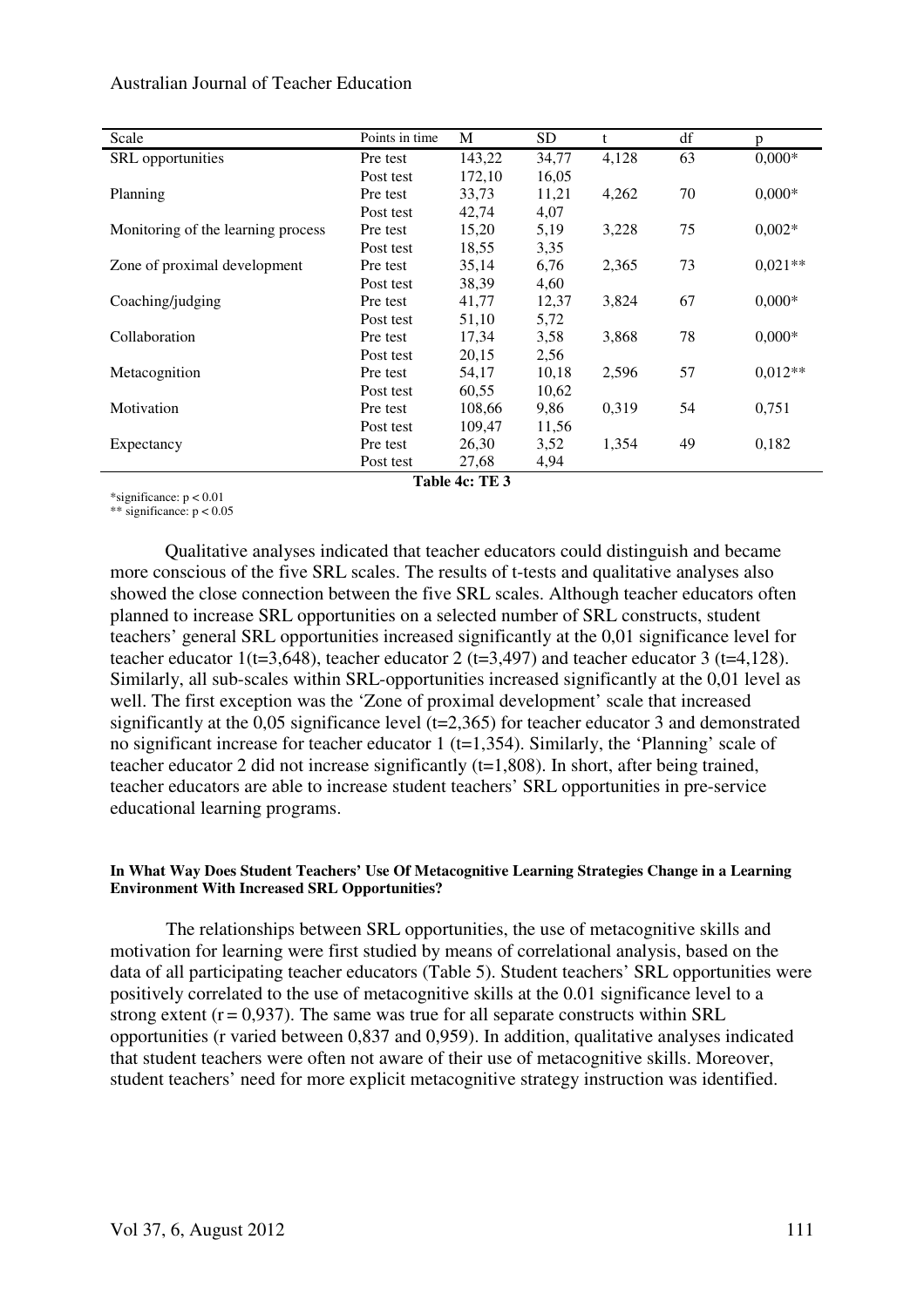| Scale | Points in time | M | SD | t | df | p |
|---|---|---|---|---|---|---|
| SRL opportunities | Pre test | 143,22 | 34,77 | 4,128 | 63 | 0,000* |
| | Post test | 172,10 | 16,05 | | | |
| Planning | Pre test | 33,73 | 11,21 | 4,262 | 70 | 0,000* |
| | Post test | 42,74 | 4,07 | | | |
| Monitoring of the learning process | Pre test | 15,20 | 5,19 | 3,228 | 75 | 0,002* |
| | Post test | 18,55 | 3,35 | | | |
| Zone of proximal development | Pre test | 35,14 | 6,76 | 2,365 | 73 | 0,021** |
| | Post test | 38,39 | 4,60 | | | |
| Coaching/judging | Pre test | 41,77 | 12,37 | 3,824 | 67 | 0,000* |
| | Post test | 51,10 | 5,72 | | | |
| Collaboration | Pre test | 17,34 | 3,58 | 3,868 | 78 | 0,000* |
| | Post test | 20,15 | 2,56 | | | |
| Metacognition | Pre test | 54,17 | 10,18 | 2,596 | 57 | 0,012** |
| | Post test | 60,55 | 10,62 | | | |
| Motivation | Pre test | 108,66 | 9,86 | 0,319 | 54 | 0,751 |
| | Post test | 109,47 | 11,56 | | | |
| Expectancy | Pre test | 26,30 | 3,52 | 1,354 | 49 | 0,182 |
| | Post test | 27,68 | 4,94 | | | |

**Table 4c: TE 3**

*significance: $p < 0.01$
** significance: $p < 0.05$

Qualitative analyses indicated that teacher educators could distinguish and became more conscious of the five SRL scales. The results of t-tests and qualitative analyses also showed the close connection between the five SRL scales. Although teacher educators often planned to increase SRL opportunities on a selected number of SRL constructs, student teachers' general SRL opportunities increased significantly at the 0,01 significance level for teacher educator 1(t=3,648), teacher educator 2 (t=3,497) and teacher educator 3 (t=4,128). Similarly, all sub-scales within SRL-opportunities increased significantly at the 0,01 level as well. The first exception was the 'Zone of proximal development' scale that increased significantly at the 0,05 significance level (t=2,365) for teacher educator 3 and demonstrated no significant increase for teacher educator 1 (t=1,354). Similarly, the 'Planning' scale of teacher educator 2 did not increase significantly (t=1,808). In short, after being trained, teacher educators are able to increase student teachers' SRL opportunities in pre-service educational learning programs.

#### In What Way Does Student Teachers' Use Of Metacognitive Learning Strategies Change in a Learning Environment With Increased SRL Opportunities?

The relationships between SRL opportunities, the use of metacognitive skills and motivation for learning were first studied by means of correlational analysis, based on the data of all participating teacher educators (Table 5). Student teachers' SRL opportunities were positively correlated to the use of metacognitive skills at the 0.01 significance level to a strong extent (r = 0,937). The same was true for all separate constructs within SRL opportunities (r varied between 0,837 and 0,959). In addition, qualitative analyses indicated that student teachers were often not aware of their use of metacognitive skills. Moreover, student teachers' need for more explicit metacognitive strategy instruction was identified.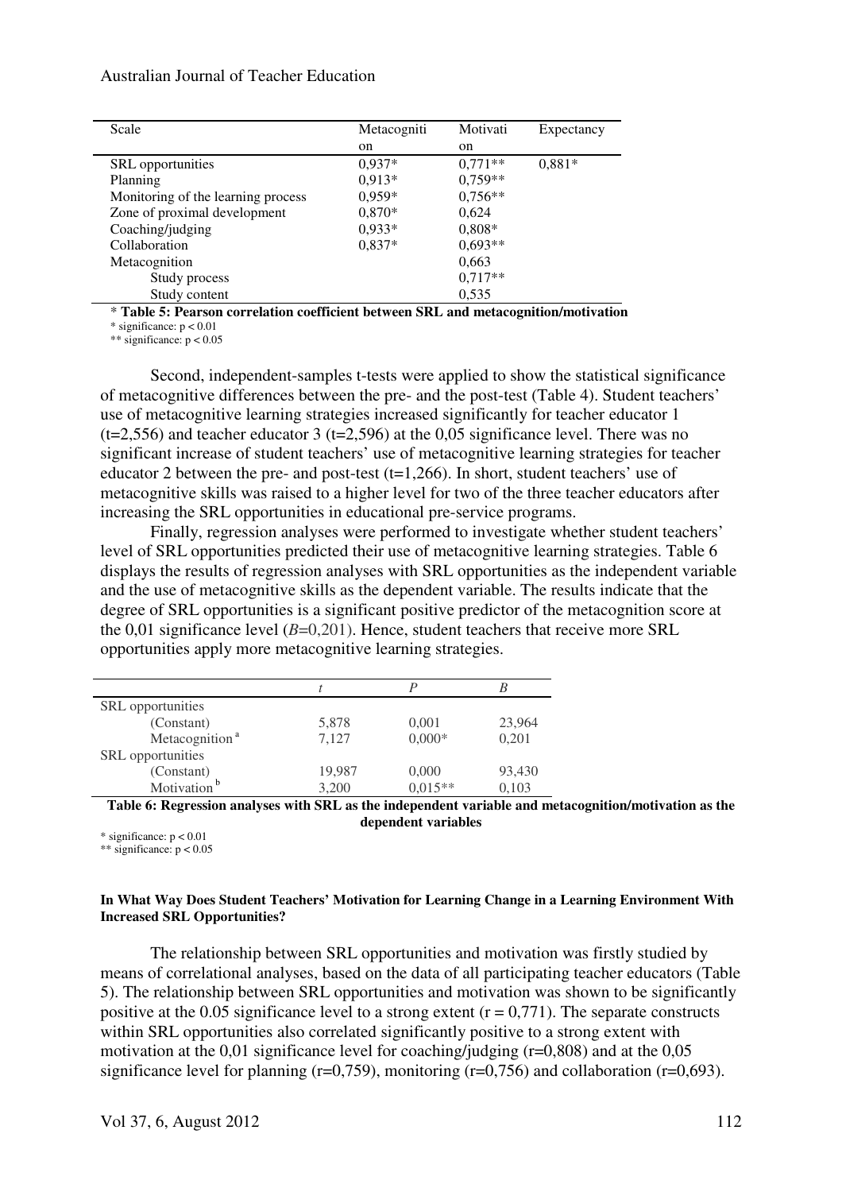| Scale | Metacognition | Motivation | Expectancy |
|---|---|---|---|
| SRL opportunities | 0,937* | 0,771** | 0,881* |
| Planning | 0,913* | 0,759** | |
| Monitoring of the learning process | 0,959* | 0,756** | |
| Zone of proximal development | 0,870* | 0,624 | |
| Coaching/judging | 0,933* | 0,808* | |
| Collaboration | 0,837* | 0,693** | |
| Metacognition | | 0,663 | |
| Study process | | 0,717** | |
| Study content | | 0,535 | |

* **Table 5: Pearson correlation coefficient between SRL and metacognition/motivation**

* significance: $p < 0.01$

** significance: $p < 0.05$

Second, independent-samples t-tests were applied to show the statistical significance of metacognitive differences between the pre- and the post-test (Table 4). Student teachers' use of metacognitive learning strategies increased significantly for teacher educator 1 (t=2,556) and teacher educator 3 (t=2,596) at the 0,05 significance level. There was no significant increase of student teachers' use of metacognitive learning strategies for teacher educator 2 between the pre- and post-test (t=1,266). In short, student teachers' use of metacognitive skills was raised to a higher level for two of the three teacher educators after increasing the SRL opportunities in educational pre-service programs.

Finally, regression analyses were performed to investigate whether student teachers' level of SRL opportunities predicted their use of metacognitive learning strategies. Table 6 displays the results of regression analyses with SRL opportunities as the independent variable and the use of metacognitive skills as the dependent variable. The results indicate that the degree of SRL opportunities is a significant positive predictor of the metacognition score at the 0,01 significance level (*B*=0,201). Hence, student teachers that receive more SRL opportunities apply more metacognitive learning strategies.

| | *t* | *P* | *B* |
|---|---|---|---|
| SRL opportunities | | | |
| (Constant) | 5,878 | 0,001 | 23,964 |
| Metacognition [a] | 7,127 | 0,000* | 0,201 |
| SRL opportunities | | | |
| (Constant) | 19,987 | 0,000 | 93,430 |
| Motivation [b] | 3,200 | 0,015** | 0,103 |

**Table 6: Regression analyses with SRL as the independent variable and metacognition/motivation as the dependent variables**

* significance: $p < 0.01$

** significance: $p < 0.05$

#### In What Way Does Student Teachers' Motivation for Learning Change in a Learning Environment With Increased SRL Opportunities?

The relationship between SRL opportunities and motivation was firstly studied by means of correlational analyses, based on the data of all participating teacher educators (Table 5). The relationship between SRL opportunities and motivation was shown to be significantly positive at the 0.05 significance level to a strong extent (r = 0,771). The separate constructs within SRL opportunities also correlated significantly positive to a strong extent with motivation at the 0,01 significance level for coaching/judging (r=0,808) and at the 0,05 significance level for planning (r=0,759), monitoring (r=0,756) and collaboration (r=0,693).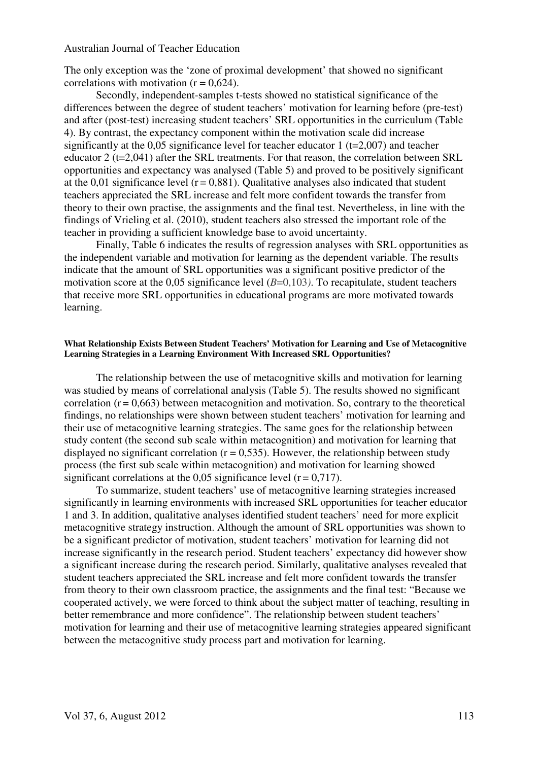The only exception was the 'zone of proximal development' that showed no significant correlations with motivation ($r = 0,624$).

Secondly, independent-samples t-tests showed no statistical significance of the differences between the degree of student teachers' motivation for learning before (pre-test) and after (post-test) increasing student teachers' SRL opportunities in the curriculum (Table 4). By contrast, the expectancy component within the motivation scale did increase significantly at the 0,05 significance level for teacher educator 1 ($t=2,007$) and teacher educator 2 ($t=2,041$) after the SRL treatments. For that reason, the correlation between SRL opportunities and expectancy was analysed (Table 5) and proved to be positively significant at the 0,01 significance level ($r = 0,881$). Qualitative analyses also indicated that student teachers appreciated the SRL increase and felt more confident towards the transfer from theory to their own practise, the assignments and the final test. Nevertheless, in line with the findings of Vrieling et al. (2010), student teachers also stressed the important role of the teacher in providing a sufficient knowledge base to avoid uncertainty.

Finally, Table 6 indicates the results of regression analyses with SRL opportunities as the independent variable and motivation for learning as the dependent variable. The results indicate that the amount of SRL opportunities was a significant positive predictor of the motivation score at the 0,05 significance level ($B=0,103$). To recapitulate, student teachers that receive more SRL opportunities in educational programs are more motivated towards learning.

#### What Relationship Exists Between Student Teachers' Motivation for Learning and Use of Metacognitive Learning Strategies in a Learning Environment With Increased SRL Opportunities?

The relationship between the use of metacognitive skills and motivation for learning was studied by means of correlational analysis (Table 5). The results showed no significant correlation ($r = 0,663$) between metacognition and motivation. So, contrary to the theoretical findings, no relationships were shown between student teachers' motivation for learning and their use of metacognitive learning strategies. The same goes for the relationship between study content (the second sub scale within metacognition) and motivation for learning that displayed no significant correlation ($r = 0,535$). However, the relationship between study process (the first sub scale within metacognition) and motivation for learning showed significant correlations at the 0,05 significance level ($r = 0,717$).

To summarize, student teachers' use of metacognitive learning strategies increased significantly in learning environments with increased SRL opportunities for teacher educator 1 and 3. In addition, qualitative analyses identified student teachers' need for more explicit metacognitive strategy instruction. Although the amount of SRL opportunities was shown to be a significant predictor of motivation, student teachers' motivation for learning did not increase significantly in the research period. Student teachers' expectancy did however show a significant increase during the research period. Similarly, qualitative analyses revealed that student teachers appreciated the SRL increase and felt more confident towards the transfer from theory to their own classroom practice, the assignments and the final test: "Because we cooperated actively, we were forced to think about the subject matter of teaching, resulting in better remembrance and more confidence". The relationship between student teachers' motivation for learning and their use of metacognitive learning strategies appeared significant between the metacognitive study process part and motivation for learning.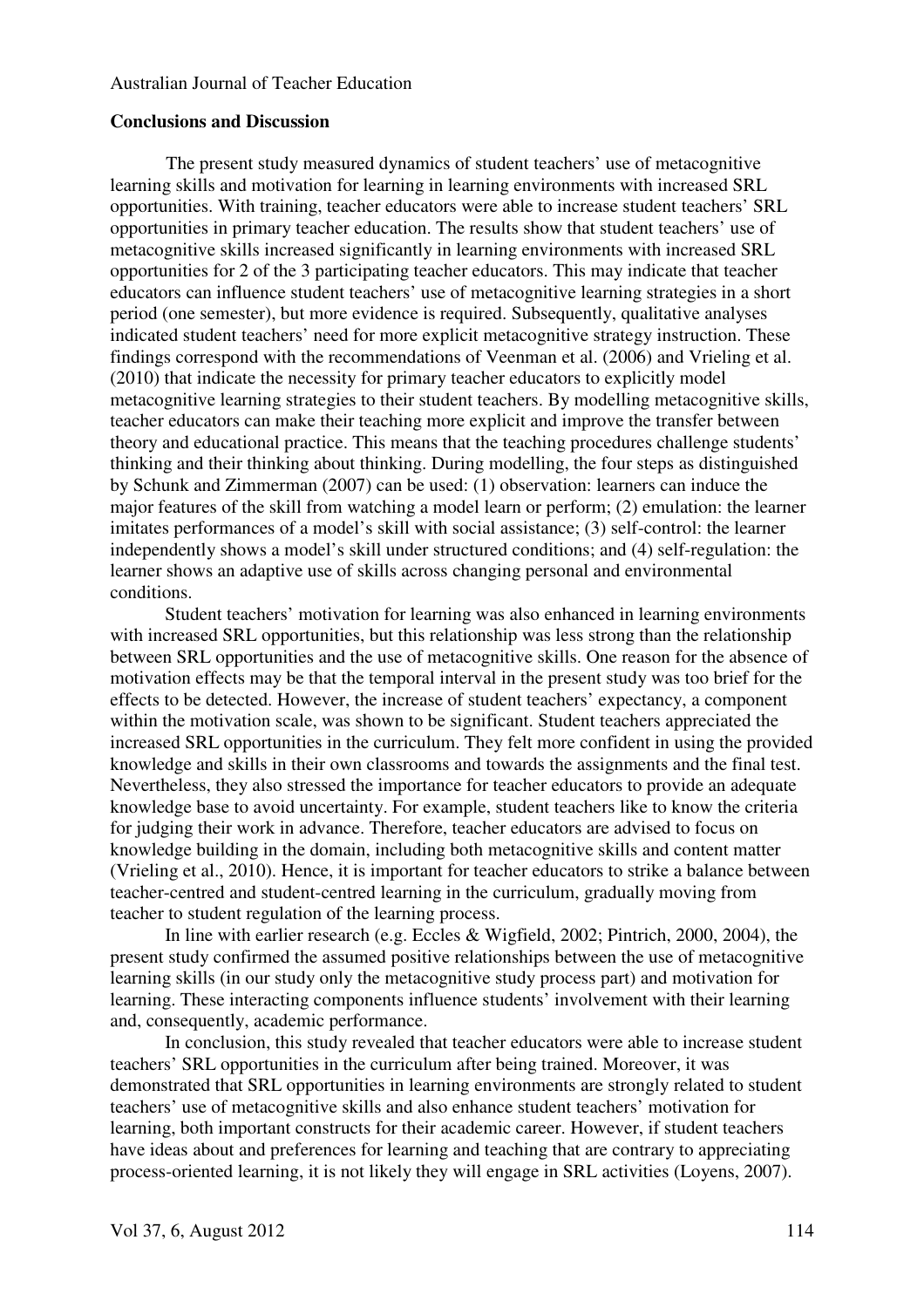## Conclusions and Discussion

The present study measured dynamics of student teachers' use of metacognitive learning skills and motivation for learning in learning environments with increased SRL opportunities. With training, teacher educators were able to increase student teachers' SRL opportunities in primary teacher education. The results show that student teachers' use of metacognitive skills increased significantly in learning environments with increased SRL opportunities for 2 of the 3 participating teacher educators. This may indicate that teacher educators can influence student teachers' use of metacognitive learning strategies in a short period (one semester), but more evidence is required. Subsequently, qualitative analyses indicated student teachers' need for more explicit metacognitive strategy instruction. These findings correspond with the recommendations of Veenman et al. (2006) and Vrieling et al. (2010) that indicate the necessity for primary teacher educators to explicitly model metacognitive learning strategies to their student teachers. By modelling metacognitive skills, teacher educators can make their teaching more explicit and improve the transfer between theory and educational practice. This means that the teaching procedures challenge students' thinking and their thinking about thinking. During modelling, the four steps as distinguished by Schunk and Zimmerman (2007) can be used: (1) observation: learners can induce the major features of the skill from watching a model learn or perform; (2) emulation: the learner imitates performances of a model's skill with social assistance; (3) self-control: the learner independently shows a model's skill under structured conditions; and (4) self-regulation: the learner shows an adaptive use of skills across changing personal and environmental conditions.

Student teachers' motivation for learning was also enhanced in learning environments with increased SRL opportunities, but this relationship was less strong than the relationship between SRL opportunities and the use of metacognitive skills. One reason for the absence of motivation effects may be that the temporal interval in the present study was too brief for the effects to be detected. However, the increase of student teachers' expectancy, a component within the motivation scale, was shown to be significant. Student teachers appreciated the increased SRL opportunities in the curriculum. They felt more confident in using the provided knowledge and skills in their own classrooms and towards the assignments and the final test. Nevertheless, they also stressed the importance for teacher educators to provide an adequate knowledge base to avoid uncertainty. For example, student teachers like to know the criteria for judging their work in advance. Therefore, teacher educators are advised to focus on knowledge building in the domain, including both metacognitive skills and content matter (Vrieling et al., 2010). Hence, it is important for teacher educators to strike a balance between teacher-centred and student-centred learning in the curriculum, gradually moving from teacher to student regulation of the learning process.

In line with earlier research (e.g. Eccles & Wigfield, 2002; Pintrich, 2000, 2004), the present study confirmed the assumed positive relationships between the use of metacognitive learning skills (in our study only the metacognitive study process part) and motivation for learning. These interacting components influence students' involvement with their learning and, consequently, academic performance.

In conclusion, this study revealed that teacher educators were able to increase student teachers' SRL opportunities in the curriculum after being trained. Moreover, it was demonstrated that SRL opportunities in learning environments are strongly related to student teachers' use of metacognitive skills and also enhance student teachers' motivation for learning, both important constructs for their academic career. However, if student teachers have ideas about and preferences for learning and teaching that are contrary to appreciating process-oriented learning, it is not likely they will engage in SRL activities (Loyens, 2007).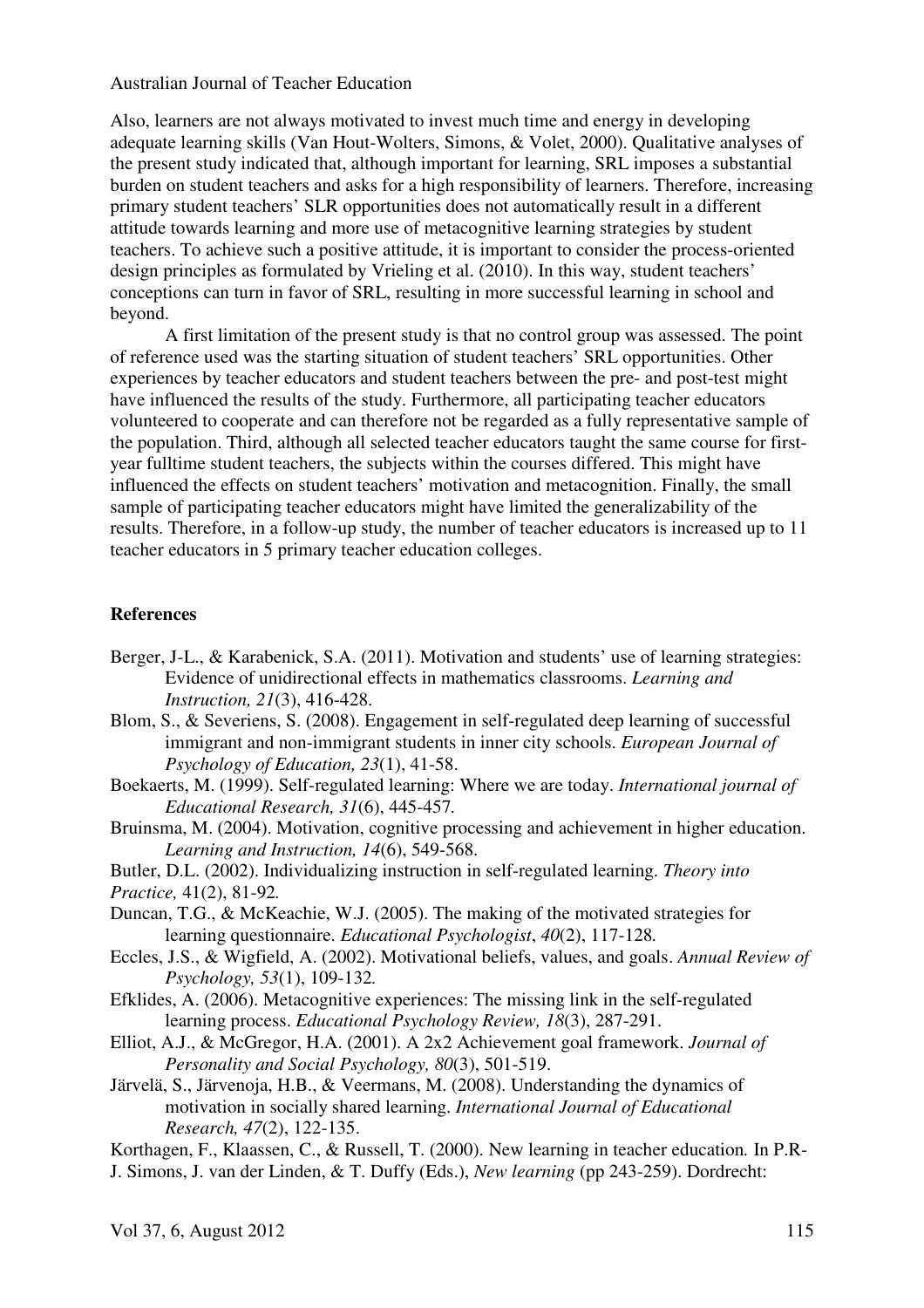Also, learners are not always motivated to invest much time and energy in developing adequate learning skills (Van Hout-Wolters, Simons, & Volet, 2000). Qualitative analyses of the present study indicated that, although important for learning, SRL imposes a substantial burden on student teachers and asks for a high responsibility of learners. Therefore, increasing primary student teachers' SLR opportunities does not automatically result in a different attitude towards learning and more use of metacognitive learning strategies by student teachers. To achieve such a positive attitude, it is important to consider the process-oriented design principles as formulated by Vrieling et al. (2010). In this way, student teachers' conceptions can turn in favor of SRL, resulting in more successful learning in school and beyond.

A first limitation of the present study is that no control group was assessed. The point of reference used was the starting situation of student teachers' SRL opportunities. Other experiences by teacher educators and student teachers between the pre- and post-test might have influenced the results of the study. Furthermore, all participating teacher educators volunteered to cooperate and can therefore not be regarded as a fully representative sample of the population. Third, although all selected teacher educators taught the same course for first-year fulltime student teachers, the subjects within the courses differed. This might have influenced the effects on student teachers' motivation and metacognition. Finally, the small sample of participating teacher educators might have limited the generalizability of the results. Therefore, in a follow-up study, the number of teacher educators is increased up to 11 teacher educators in 5 primary teacher education colleges.

## References

Berger, J-L., & Karabenick, S.A. (2011). Motivation and students' use of learning strategies: Evidence of unidirectional effects in mathematics classrooms. *Learning and Instruction, 21*(3), 416-428.

Blom, S., & Severiens, S. (2008). Engagement in self-regulated deep learning of successful immigrant and non-immigrant students in inner city schools. *European Journal of Psychology of Education, 23*(1), 41-58.

Boekaerts, M. (1999). Self-regulated learning: Where we are today. *International journal of Educational Research, 31*(6), 445-457.

Bruinsma, M. (2004). Motivation, cognitive processing and achievement in higher education. *Learning and Instruction, 14*(6), 549-568.

Butler, D.L. (2002). Individualizing instruction in self-regulated learning. *Theory into Practice,* 41(2), 81-92.

Duncan, T.G., & McKeachie, W.J. (2005). The making of the motivated strategies for learning questionnaire. *Educational Psychologist*, *40*(2), 117-128.

Eccles, J.S., & Wigfield, A. (2002). Motivational beliefs, values, and goals. *Annual Review of Psychology, 53*(1), 109-132.

Efklides, A. (2006). Metacognitive experiences: The missing link in the self-regulated learning process. *Educational Psychology Review, 18*(3), 287-291.

Elliot, A.J., & McGregor, H.A. (2001). A 2x2 Achievement goal framework. *Journal of Personality and Social Psychology, 80*(3), 501-519.

Järvelä, S., Järvenoja, H.B., & Veermans, M. (2008). Understanding the dynamics of motivation in socially shared learning. *International Journal of Educational Research, 47*(2), 122-135.

Korthagen, F., Klaassen, C., & Russell, T. (2000). New learning in teacher education. In P.R-J. Simons, J. van der Linden, & T. Duffy (Eds.), *New learning* (pp 243-259). Dordrecht: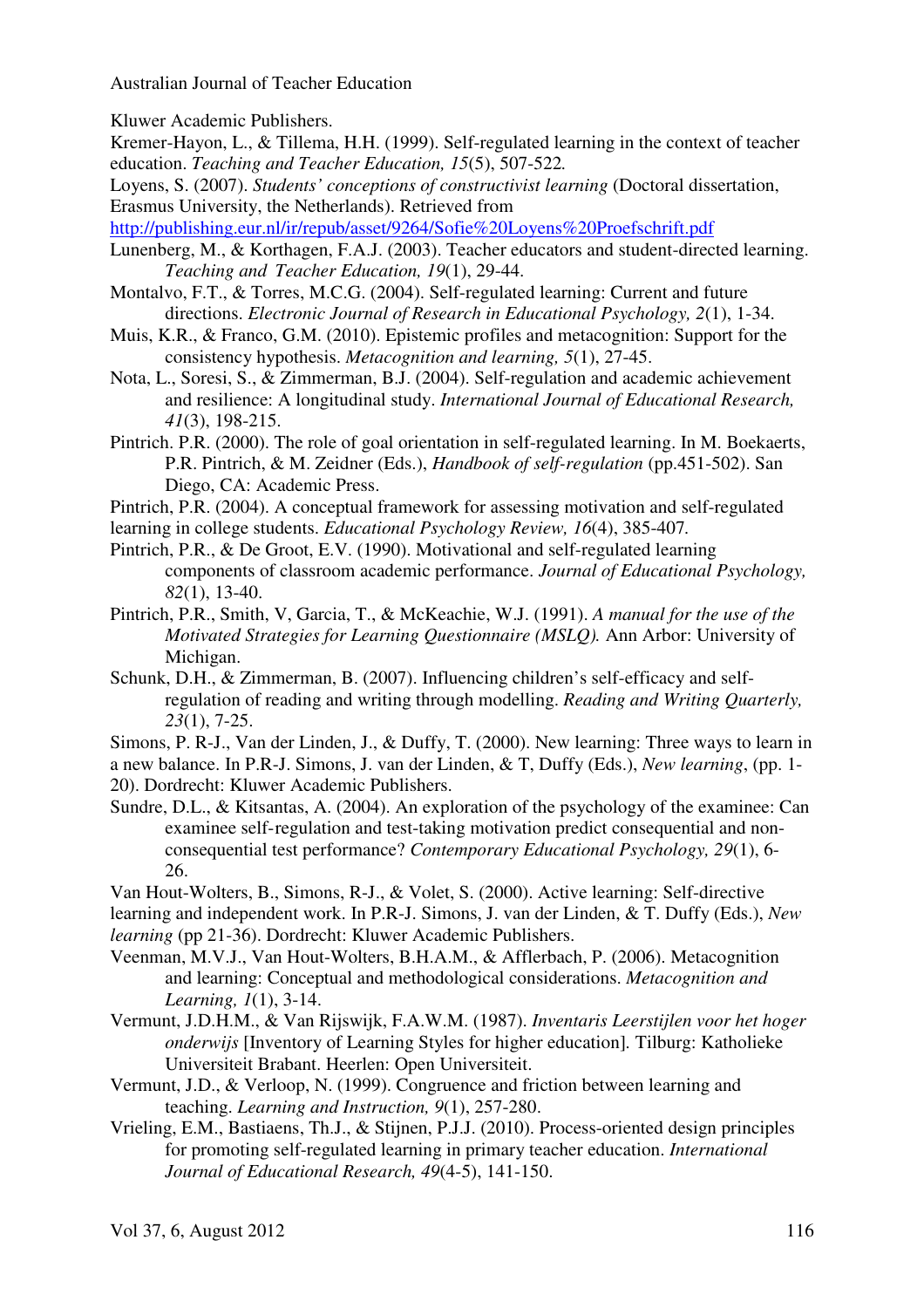Kluwer Academic Publishers.

Kremer-Hayon, L., & Tillema, H.H. (1999). Self-regulated learning in the context of teacher education. *Teaching and Teacher Education, 15*(5), 507-522.

Loyens, S. (2007). *Students' conceptions of constructivist learning* (Doctoral dissertation, Erasmus University, the Netherlands). Retrieved from http://publishing.eur.nl/ir/repub/asset/9264/Sofie%20Loyens%20Proefschrift.pdf

Lunenberg, M., & Korthagen, F.A.J. (2003). Teacher educators and student-directed learning. *Teaching and Teacher Education, 19*(1), 29-44.

Montalvo, F.T., & Torres, M.C.G. (2004). Self-regulated learning: Current and future directions. *Electronic Journal of Research in Educational Psychology, 2*(1), 1-34.

Muis, K.R., & Franco, G.M. (2010). Epistemic profiles and metacognition: Support for the consistency hypothesis. *Metacognition and learning, 5*(1), 27-45.

Nota, L., Soresi, S., & Zimmerman, B.J. (2004). Self-regulation and academic achievement and resilience: A longitudinal study. *International Journal of Educational Research, 41*(3), 198-215.

Pintrich. P.R. (2000). The role of goal orientation in self-regulated learning. In M. Boekaerts, P.R. Pintrich, & M. Zeidner (Eds.), *Handbook of self-regulation* (pp.451-502). San Diego, CA: Academic Press.

Pintrich, P.R. (2004). A conceptual framework for assessing motivation and self-regulated learning in college students. *Educational Psychology Review, 16*(4), 385-407.

Pintrich, P.R., & De Groot, E.V. (1990). Motivational and self-regulated learning components of classroom academic performance. *Journal of Educational Psychology, 82*(1), 13-40.

Pintrich, P.R., Smith, V, Garcia, T., & McKeachie, W.J. (1991). *A manual for the use of the Motivated Strategies for Learning Questionnaire (MSLQ).* Ann Arbor: University of Michigan.

Schunk, D.H., & Zimmerman, B. (2007). Influencing children's self-efficacy and self-regulation of reading and writing through modelling. *Reading and Writing Quarterly, 23*(1), 7-25.

Simons, P. R-J., Van der Linden, J., & Duffy, T. (2000). New learning: Three ways to learn in a new balance. In P.R-J. Simons, J. van der Linden, & T, Duffy (Eds.), *New learning*, (pp. 1-20). Dordrecht: Kluwer Academic Publishers.

Sundre, D.L., & Kitsantas, A. (2004). An exploration of the psychology of the examinee: Can examinee self-regulation and test-taking motivation predict consequential and non-consequential test performance? *Contemporary Educational Psychology, 29*(1), 6-26.

Van Hout-Wolters, B., Simons, R-J., & Volet, S. (2000). Active learning: Self-directive learning and independent work. In P.R-J. Simons, J. van der Linden, & T. Duffy (Eds.), *New learning* (pp 21-36). Dordrecht: Kluwer Academic Publishers.

Veenman, M.V.J., Van Hout-Wolters, B.H.A.M., & Afflerbach, P. (2006). Metacognition and learning: Conceptual and methodological considerations. *Metacognition and Learning, 1*(1), 3-14.

Vermunt, J.D.H.M., & Van Rijswijk, F.A.W.M. (1987). *Inventaris Leerstijlen voor het hoger onderwijs* [Inventory of Learning Styles for higher education]. Tilburg: Katholieke Universiteit Brabant. Heerlen: Open Universiteit.

Vermunt, J.D., & Verloop, N. (1999). Congruence and friction between learning and teaching. *Learning and Instruction, 9*(1), 257-280.

Vrieling, E.M., Bastiaens, Th.J., & Stijnen, P.J.J. (2010). Process-oriented design principles for promoting self-regulated learning in primary teacher education. *International Journal of Educational Research, 49*(4-5), 141-150.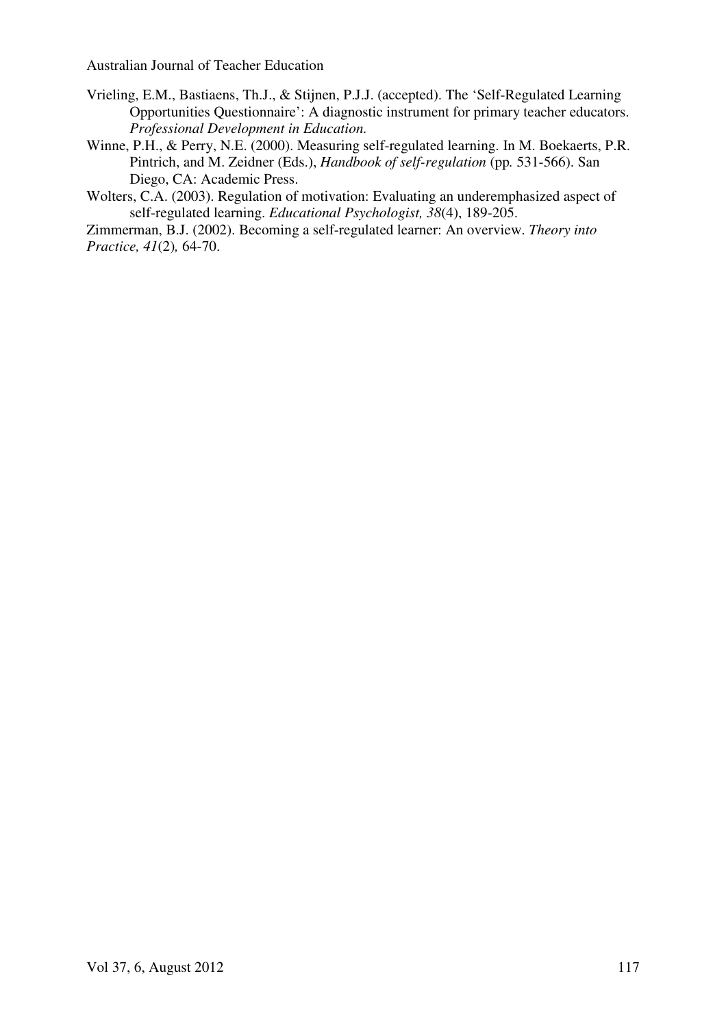Vrieling, E.M., Bastiaens, Th.J., & Stijnen, P.J.J. (accepted). The 'Self-Regulated Learning Opportunities Questionnaire': A diagnostic instrument for primary teacher educators. *Professional Development in Education.*

Winne, P.H., & Perry, N.E. (2000). Measuring self-regulated learning. In M. Boekaerts, P.R. Pintrich, and M. Zeidner (Eds.), *Handbook of self-regulation* (pp. 531-566). San Diego, CA: Academic Press.

Wolters, C.A. (2003). Regulation of motivation: Evaluating an underemphasized aspect of self-regulated learning. *Educational Psychologist, 38*(4), 189-205.

Zimmerman, B.J. (2002). Becoming a self-regulated learner: An overview. *Theory into Practice, 41*(2)*,* 64-70.